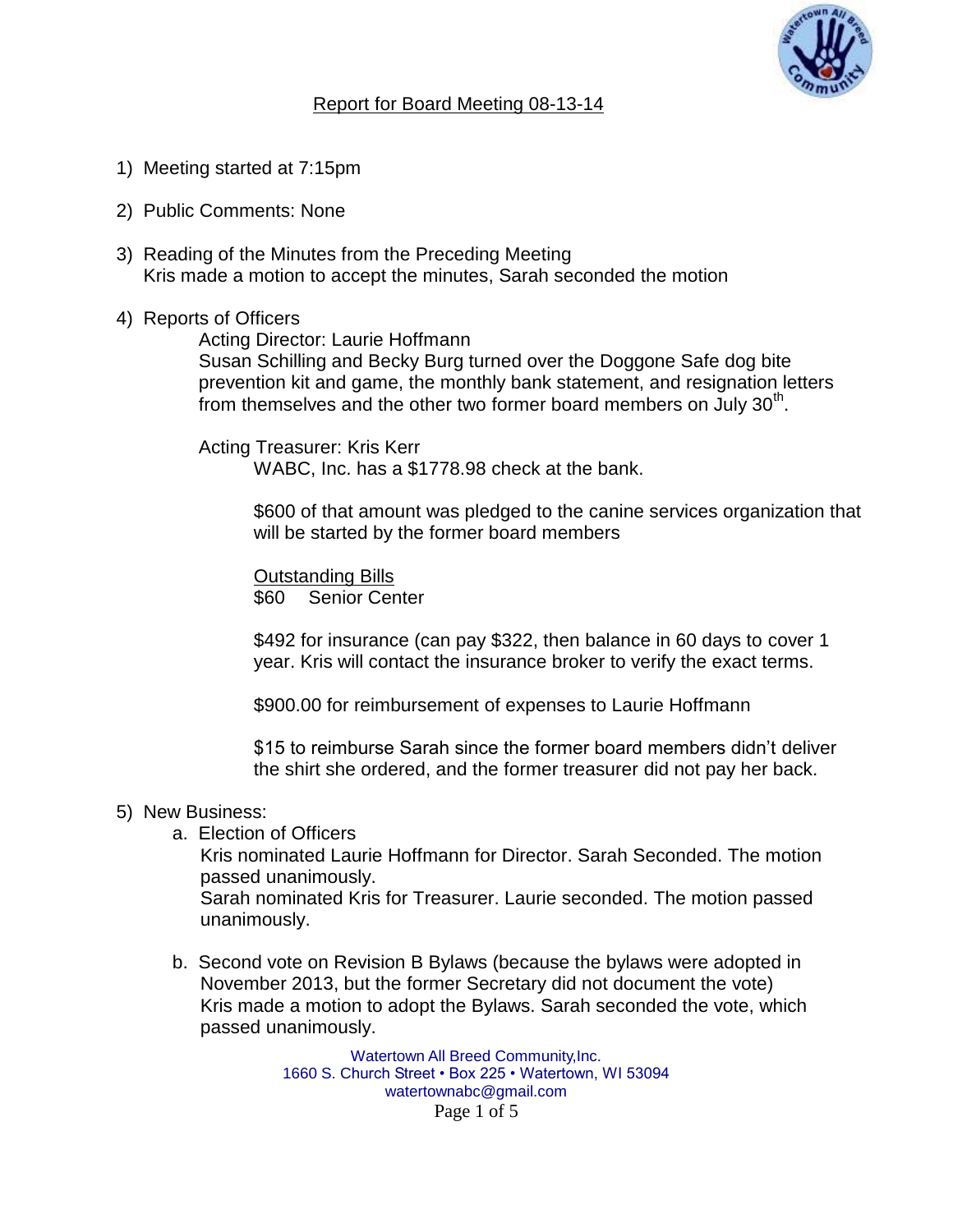# Report for Board Meeting 08-13-14

1) Meeting started at 7:15pm

2) Public Comments: None

3) Reading of the Minutes from the Preceding Meeting
   Kris made a motion to accept the minutes, Sarah seconded the motion

4) Reports of Officers

   Acting Director: Laurie Hoffmann
   Susan Schilling and Becky Burg turned over the Doggone Safe dog bite prevention kit and game, the monthly bank statement, and resignation letters from themselves and the other two former board members on July 30th.

   Acting Treasurer: Kris Kerr

   WABC, Inc. has a $1778.98 check at the bank.

   $600 of that amount was pledged to the canine services organization that will be started by the former board members

   Outstanding Bills

   $60 Senior Center

   $492 for insurance (can pay $322, then balance in 60 days to cover 1 year. Kris will contact the insurance broker to verify the exact terms.

   $900.00 for reimbursement of expenses to Laurie Hoffmann

   $15 to reimburse Sarah since the former board members didn't deliver the shirt she ordered, and the former treasurer did not pay her back.

5) New Business:

   a. Election of Officers
      Kris nominated Laurie Hoffmann for Director. Sarah Seconded. The motion passed unanimously.
      Sarah nominated Kris for Treasurer. Laurie seconded. The motion passed unanimously.

   b. Second vote on Revision B Bylaws (because the bylaws were adopted in November 2013, but the former Secretary did not document the vote)
      Kris made a motion to adopt the Bylaws. Sarah seconded the vote, which passed unanimously.

Watertown All Breed Community,Inc.
1660 S. Church Street • Box 225 • Watertown, WI 53094
watertownabc@gmail.com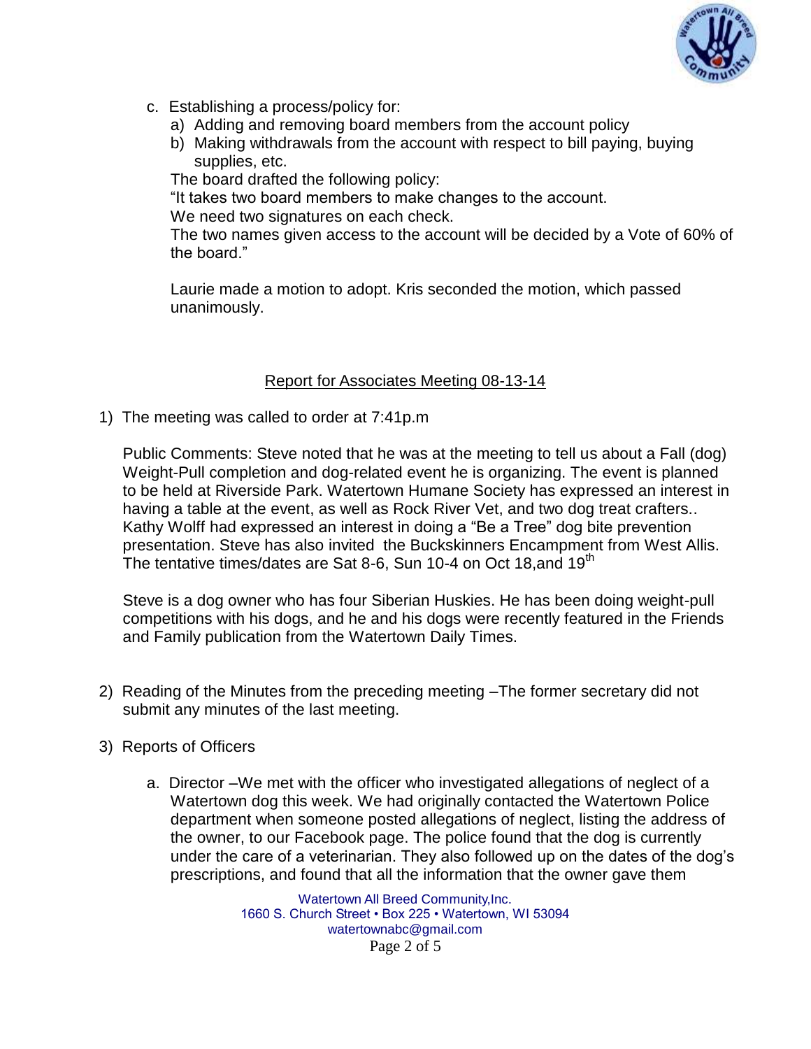c. Establishing a process/policy for:
   a) Adding and removing board members from the account policy
   b) Making withdrawals from the account with respect to bill paying, buying supplies, etc.

   The board drafted the following policy:
   "It takes two board members to make changes to the account.
   We need two signatures on each check.
   The two names given access to the account will be decided by a Vote of 60% of the board."

   Laurie made a motion to adopt. Kris seconded the motion, which passed unanimously.

## Report for Associates Meeting 08-13-14

1) The meeting was called to order at 7:41p.m

   Public Comments: Steve noted that he was at the meeting to tell us about a Fall (dog) Weight-Pull completion and dog-related event he is organizing. The event is planned to be held at Riverside Park. Watertown Humane Society has expressed an interest in having a table at the event, as well as Rock River Vet, and two dog treat crafters.. Kathy Wolff had expressed an interest in doing a "Be a Tree" dog bite prevention presentation. Steve has also invited the Buckskinners Encampment from West Allis. The tentative times/dates are Sat 8-6, Sun 10-4 on Oct 18,and 19th

   Steve is a dog owner who has four Siberian Huskies. He has been doing weight-pull competitions with his dogs, and he and his dogs were recently featured in the Friends and Family publication from the Watertown Daily Times.

2) Reading of the Minutes from the preceding meeting –The former secretary did not submit any minutes of the last meeting.

3) Reports of Officers

   a. Director –We met with the officer who investigated allegations of neglect of a Watertown dog this week. We had originally contacted the Watertown Police department when someone posted allegations of neglect, listing the address of the owner, to our Facebook page. The police found that the dog is currently under the care of a veterinarian. They also followed up on the dates of the dog's prescriptions, and found that all the information that the owner gave them

Watertown All Breed Community,Inc.
1660 S. Church Street • Box 225 • Watertown, WI 53094
watertownabc@gmail.com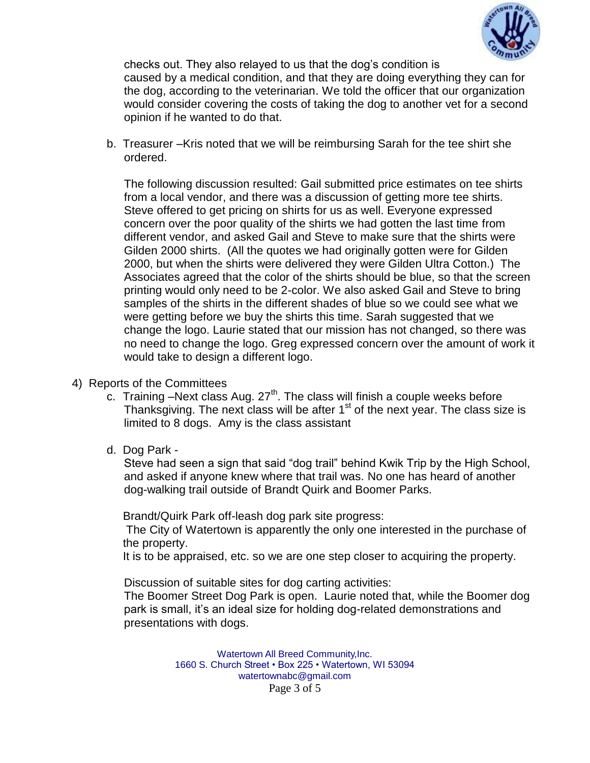checks out. They also relayed to us that the dog's condition is caused by a medical condition, and that they are doing everything they can for the dog, according to the veterinarian. We told the officer that our organization would consider covering the costs of taking the dog to another vet for a second opinion if he wanted to do that.

b. Treasurer –Kris noted that we will be reimbursing Sarah for the tee shirt she ordered.

   The following discussion resulted: Gail submitted price estimates on tee shirts from a local vendor, and there was a discussion of getting more tee shirts. Steve offered to get pricing on shirts for us as well. Everyone expressed concern over the poor quality of the shirts we had gotten the last time from different vendor, and asked Gail and Steve to make sure that the shirts were Gilden 2000 shirts. (All the quotes we had originally gotten were for Gilden 2000, but when the shirts were delivered they were Gilden Ultra Cotton.) The Associates agreed that the color of the shirts should be blue, so that the screen printing would only need to be 2-color. We also asked Gail and Steve to bring samples of the shirts in the different shades of blue so we could see what we were getting before we buy the shirts this time. Sarah suggested that we change the logo. Laurie stated that our mission has not changed, so there was no need to change the logo. Greg expressed concern over the amount of work it would take to design a different logo.

4) Reports of the Committees

c. Training –Next class Aug. 27th. The class will finish a couple weeks before Thanksgiving. The next class will be after 1st of the next year. The class size is limited to 8 dogs. Amy is the class assistant

d. Dog Park -

   Steve had seen a sign that said "dog trail" behind Kwik Trip by the High School, and asked if anyone knew where that trail was. No one has heard of another dog-walking trail outside of Brandt Quirk and Boomer Parks.

   Brandt/Quirk Park off-leash dog park site progress:

   The City of Watertown is apparently the only one interested in the purchase of the property.

   It is to be appraised, etc. so we are one step closer to acquiring the property.

   Discussion of suitable sites for dog carting activities:

   The Boomer Street Dog Park is open. Laurie noted that, while the Boomer dog park is small, it's an ideal size for holding dog-related demonstrations and presentations with dogs.

Watertown All Breed Community,Inc.
1660 S. Church Street • Box 225 • Watertown, WI 53094
watertownabc@gmail.com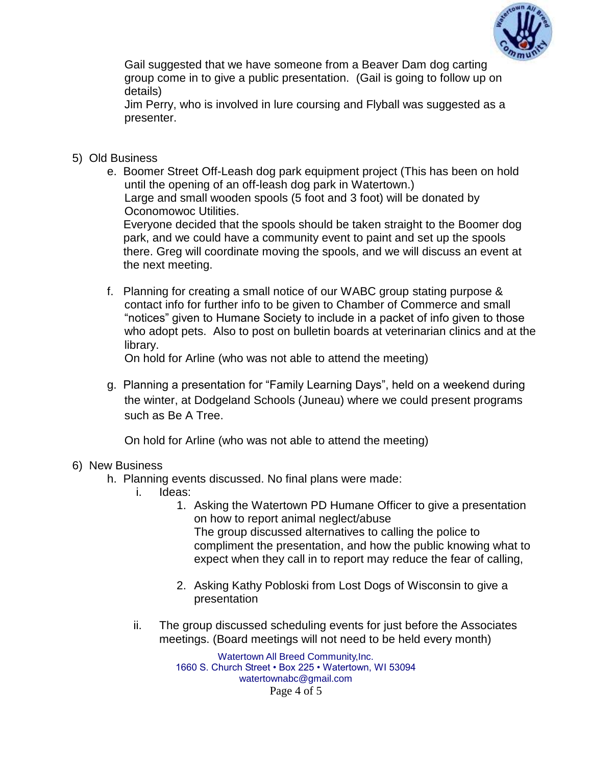Gail suggested that we have someone from a Beaver Dam dog carting group come in to give a public presentation. (Gail is going to follow up on details)
Jim Perry, who is involved in lure coursing and Flyball was suggested as a presenter.

5) Old Business

e. Boomer Street Off-Leash dog park equipment project (This has been on hold until the opening of an off-leash dog park in Watertown.)
Large and small wooden spools (5 foot and 3 foot) will be donated by Oconomowoc Utilities.
Everyone decided that the spools should be taken straight to the Boomer dog park, and we could have a community event to paint and set up the spools there. Greg will coordinate moving the spools, and we will discuss an event at the next meeting.

f. Planning for creating a small notice of our WABC group stating purpose & contact info for further info to be given to Chamber of Commerce and small "notices" given to Humane Society to include in a packet of info given to those who adopt pets. Also to post on bulletin boards at veterinarian clinics and at the library.
On hold for Arline (who was not able to attend the meeting)

g. Planning a presentation for "Family Learning Days", held on a weekend during the winter, at Dodgeland Schools (Juneau) where we could present programs such as Be A Tree.

On hold for Arline (who was not able to attend the meeting)

6) New Business

h. Planning events discussed. No final plans were made:

i. Ideas:

1. Asking the Watertown PD Humane Officer to give a presentation on how to report animal neglect/abuse
The group discussed alternatives to calling the police to compliment the presentation, and how the public knowing what to expect when they call in to report may reduce the fear of calling,

2. Asking Kathy Pobloski from Lost Dogs of Wisconsin to give a presentation

ii. The group discussed scheduling events for just before the Associates meetings. (Board meetings will not need to be held every month)

Watertown All Breed Community,Inc.
1660 S. Church Street • Box 225 • Watertown, WI 53094
watertownabc@gmail.com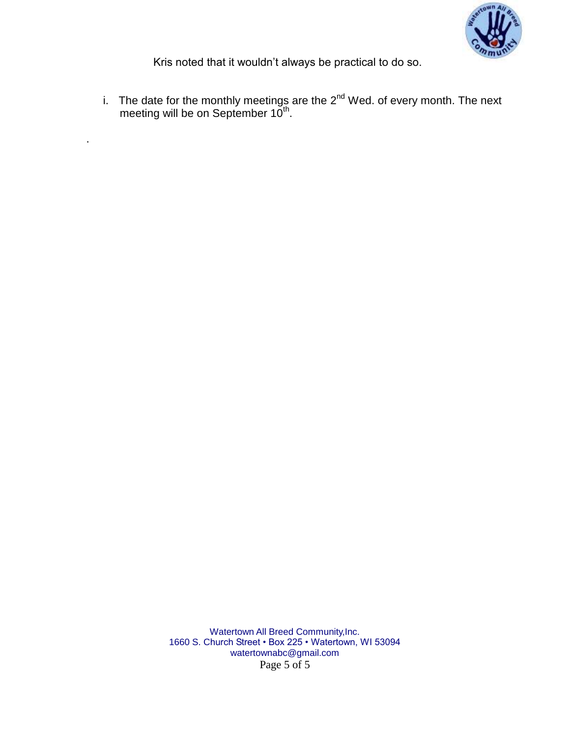Kris noted that it wouldn't always be practical to do so.

i. The date for the monthly meetings are the 2nd Wed. of every month. The next meeting will be on September 10th.

.

Watertown All Breed Community,Inc.
1660 S. Church Street • Box 225 • Watertown, WI 53094
watertownabc@gmail.com